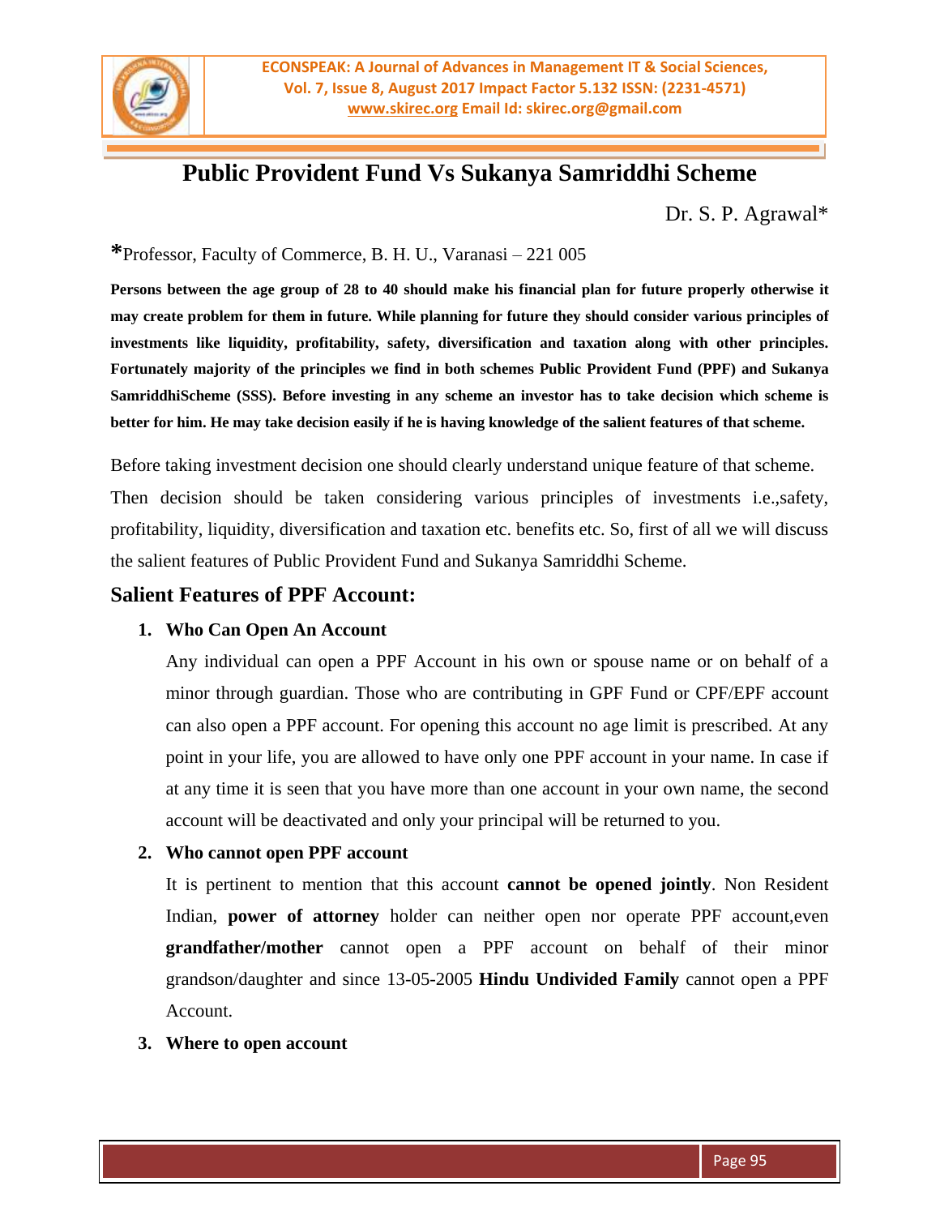# Public Provident Fund Vs Sukanya Samriddhi Scheme

Dr. S. P. Agrawal*

*Professor, Faculty of Commerce, B. H. U., Varanasi – 221 005

**Persons between the age group of 28 to 40 should make his financial plan for future properly otherwise it may create problem for them in future. While planning for future they should consider various principles of investments like liquidity, profitability, safety, diversification and taxation along with other principles. Fortunately majority of the principles we find in both schemes Public Provident Fund (PPF) and Sukanya SamriddhiScheme (SSS). Before investing in any scheme an investor has to take decision which scheme is better for him. He may take decision easily if he is having knowledge of the salient features of that scheme.**

Before taking investment decision one should clearly understand unique feature of that scheme. Then decision should be taken considering various principles of investments i.e.,safety, profitability, liquidity, diversification and taxation etc. benefits etc. So, first of all we will discuss the salient features of Public Provident Fund and Sukanya Samriddhi Scheme.

## Salient Features of PPF Account:

1. **Who Can Open An Account**

   Any individual can open a PPF Account in his own or spouse name or on behalf of a minor through guardian. Those who are contributing in GPF Fund or CPF/EPF account can also open a PPF account. For opening this account no age limit is prescribed. At any point in your life, you are allowed to have only one PPF account in your name. In case if at any time it is seen that you have more than one account in your own name, the second account will be deactivated and only your principal will be returned to you.

2. **Who cannot open PPF account**

   It is pertinent to mention that this account **cannot be opened jointly**. Non Resident Indian, **power of attorney** holder can neither open nor operate PPF account,even **grandfather/mother** cannot open a PPF account on behalf of their minor grandson/daughter and since 13-05-2005 **Hindu Undivided Family** cannot open a PPF Account.

3. **Where to open account**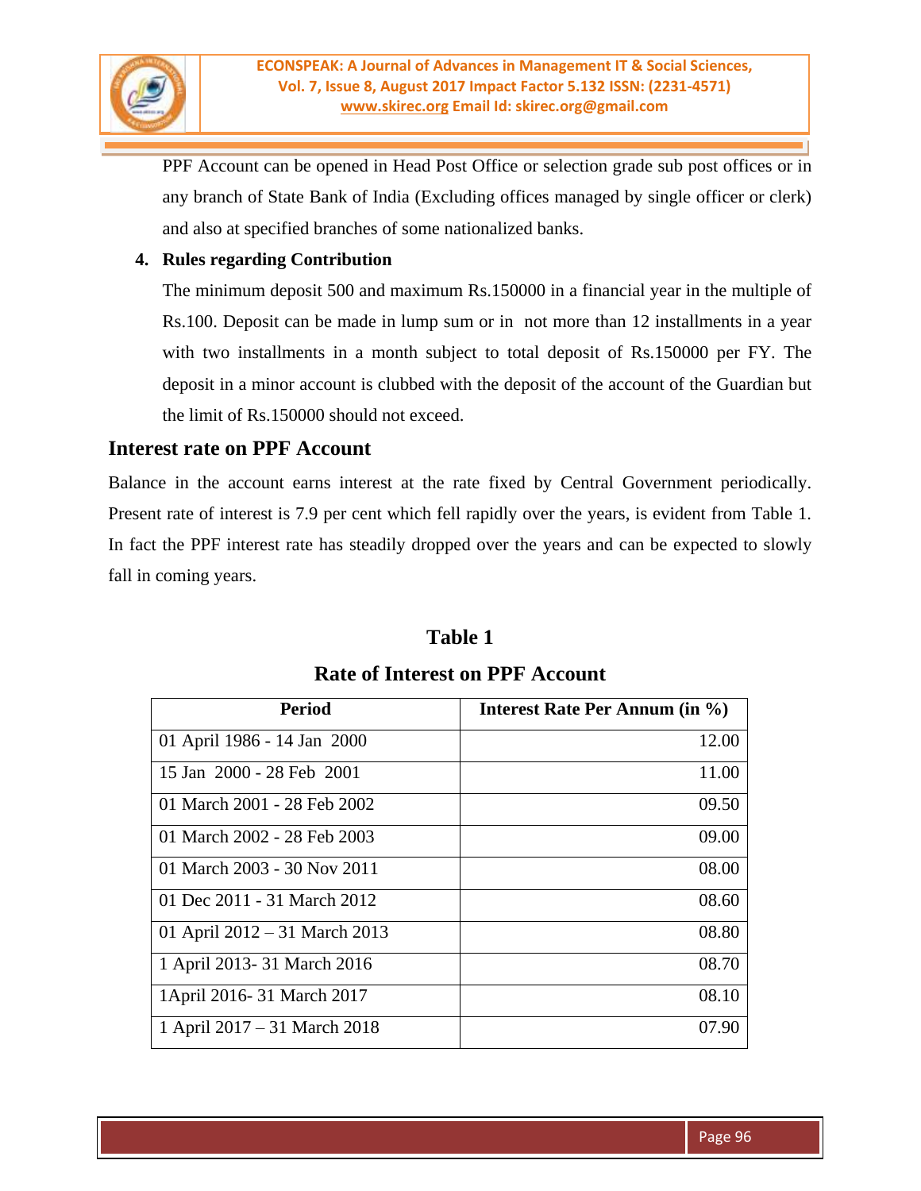PPF Account can be opened in Head Post Office or selection grade sub post offices or in any branch of State Bank of India (Excluding offices managed by single officer or clerk) and also at specified branches of some nationalized banks.

4. **Rules regarding Contribution**

   The minimum deposit 500 and maximum Rs.150000 in a financial year in the multiple of Rs.100. Deposit can be made in lump sum or in not more than 12 installments in a year with two installments in a month subject to total deposit of Rs.150000 per FY. The deposit in a minor account is clubbed with the deposit of the account of the Guardian but the limit of Rs.150000 should not exceed.

## Interest rate on PPF Account

Balance in the account earns interest at the rate fixed by Central Government periodically. Present rate of interest is 7.9 per cent which fell rapidly over the years, is evident from Table 1. In fact the PPF interest rate has steadily dropped over the years and can be expected to slowly fall in coming years.

**Table 1**

**Rate of Interest on PPF Account**

| Period | Interest Rate Per Annum (in %) |
|---|---|
| 01 April 1986 - 14 Jan 2000 | 12.00 |
| 15 Jan 2000 - 28 Feb 2001 | 11.00 |
| 01 March 2001 - 28 Feb 2002 | 09.50 |
| 01 March 2002 - 28 Feb 2003 | 09.00 |
| 01 March 2003 - 30 Nov 2011 | 08.00 |
| 01 Dec 2011 - 31 March 2012 | 08.60 |
| 01 April 2012 – 31 March 2013 | 08.80 |
| 1 April 2013- 31 March 2016 | 08.70 |
| 1April 2016- 31 March 2017 | 08.10 |
| 1 April 2017 – 31 March 2018 | 07.90 |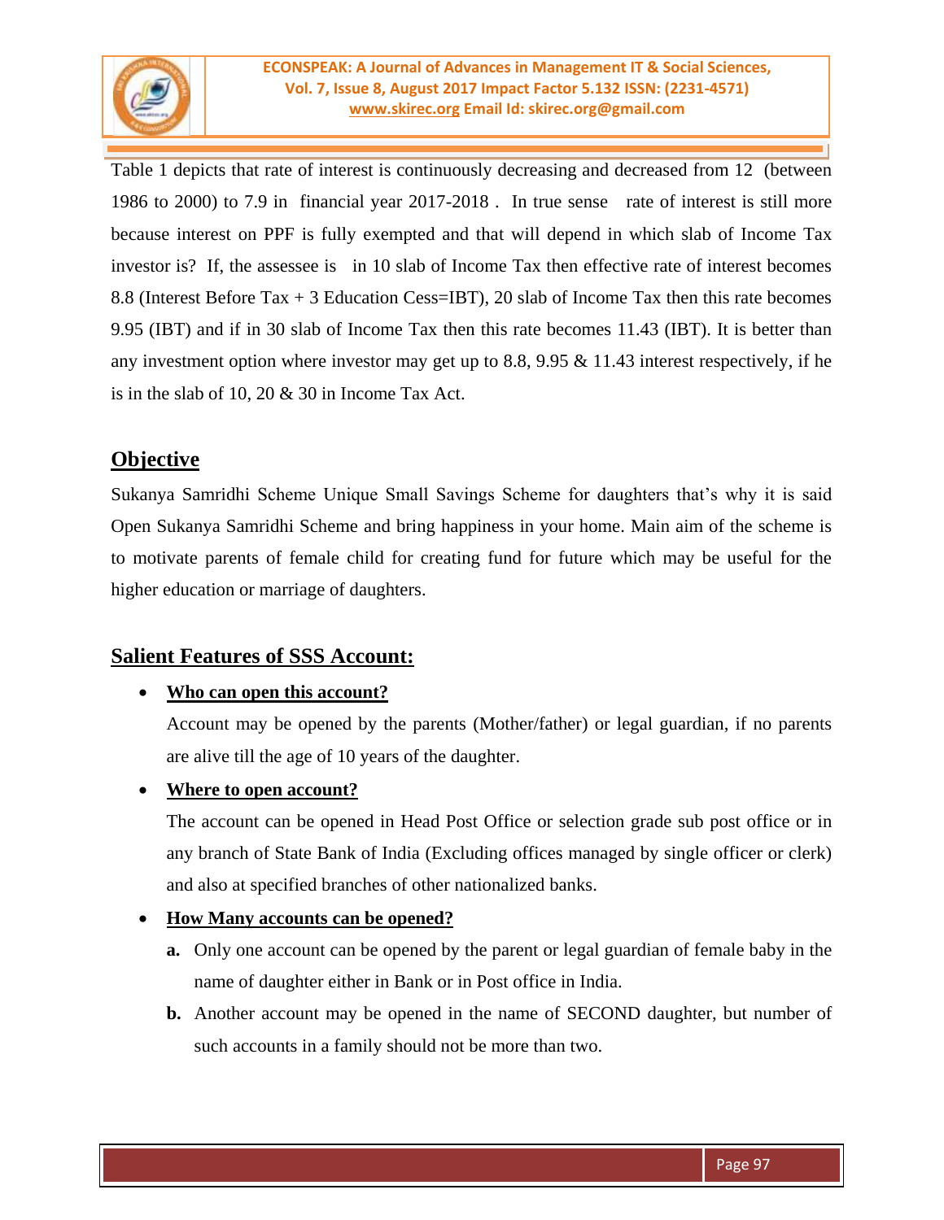Table 1 depicts that rate of interest is continuously decreasing and decreased from 12 (between 1986 to 2000) to 7.9 in financial year 2017-2018 . In true sense rate of interest is still more because interest on PPF is fully exempted and that will depend in which slab of Income Tax investor is? If, the assessee is in 10 slab of Income Tax then effective rate of interest becomes 8.8 (Interest Before Tax + 3 Education Cess=IBT), 20 slab of Income Tax then this rate becomes 9.95 (IBT) and if in 30 slab of Income Tax then this rate becomes 11.43 (IBT). It is better than any investment option where investor may get up to 8.8, 9.95 & 11.43 interest respectively, if he is in the slab of 10, 20 & 30 in Income Tax Act.

## Objective

Sukanya Samridhi Scheme Unique Small Savings Scheme for daughters that's why it is said Open Sukanya Samridhi Scheme and bring happiness in your home. Main aim of the scheme is to motivate parents of female child for creating fund for future which may be useful for the higher education or marriage of daughters.

## Salient Features of SSS Account:

- **Who can open this account?**

  Account may be opened by the parents (Mother/father) or legal guardian, if no parents are alive till the age of 10 years of the daughter.

- **Where to open account?**

  The account can be opened in Head Post Office or selection grade sub post office or in any branch of State Bank of India (Excluding offices managed by single officer or clerk) and also at specified branches of other nationalized banks.

- **How Many accounts can be opened?**

  **a.** Only one account can be opened by the parent or legal guardian of female baby in the name of daughter either in Bank or in Post office in India.

  **b.** Another account may be opened in the name of SECOND daughter, but number of such accounts in a family should not be more than two.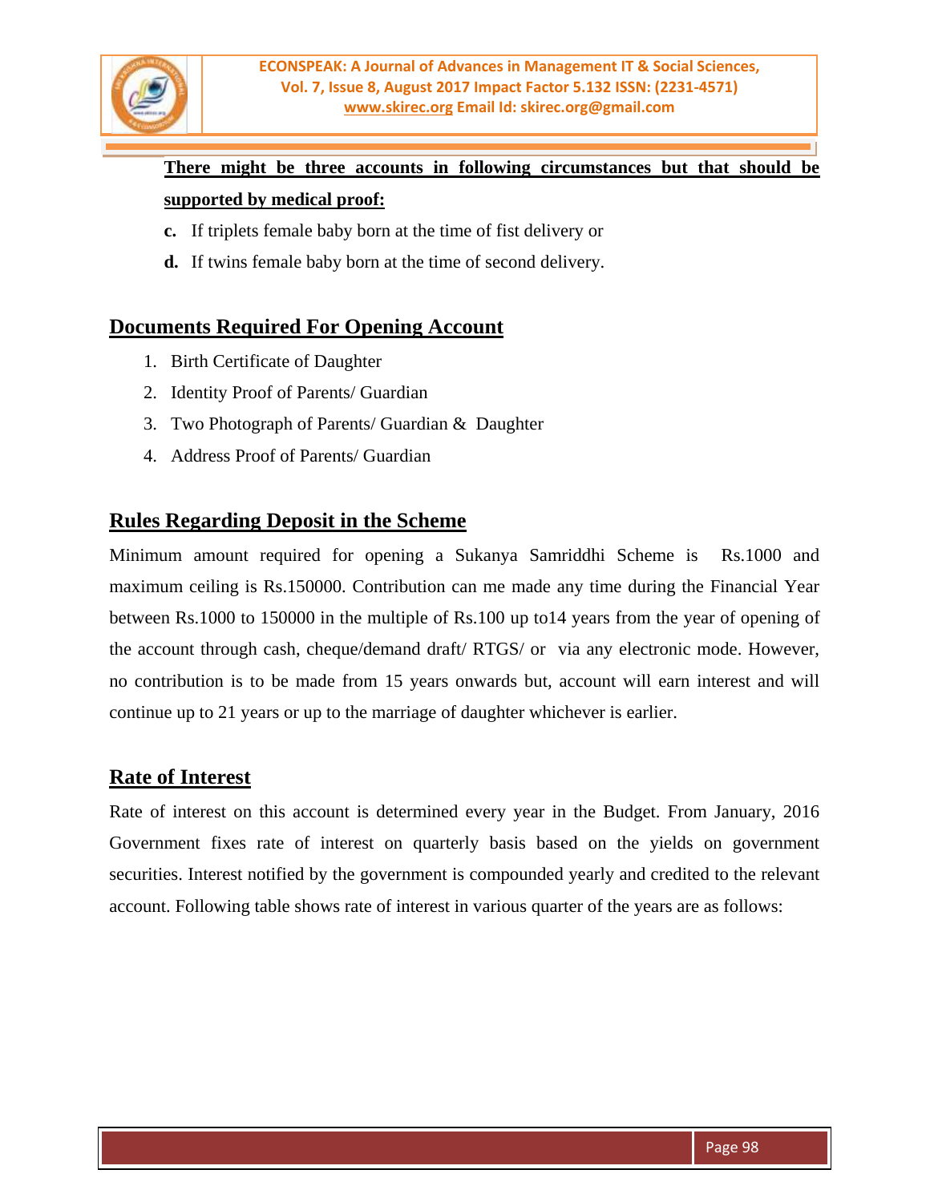**There might be three accounts in following circumstances but that should be supported by medical proof:**

- **c.** If triplets female baby born at the time of fist delivery or
- **d.** If twins female baby born at the time of second delivery.

## Documents Required For Opening Account

1. Birth Certificate of Daughter
2. Identity Proof of Parents/ Guardian
3. Two Photograph of Parents/ Guardian & Daughter
4. Address Proof of Parents/ Guardian

## Rules Regarding Deposit in the Scheme

Minimum amount required for opening a Sukanya Samriddhi Scheme is Rs.1000 and maximum ceiling is Rs.150000. Contribution can me made any time during the Financial Year between Rs.1000 to 150000 in the multiple of Rs.100 up to14 years from the year of opening of the account through cash, cheque/demand draft/ RTGS/ or via any electronic mode. However, no contribution is to be made from 15 years onwards but, account will earn interest and will continue up to 21 years or up to the marriage of daughter whichever is earlier.

## Rate of Interest

Rate of interest on this account is determined every year in the Budget. From January, 2016 Government fixes rate of interest on quarterly basis based on the yields on government securities. Interest notified by the government is compounded yearly and credited to the relevant account. Following table shows rate of interest in various quarter of the years are as follows: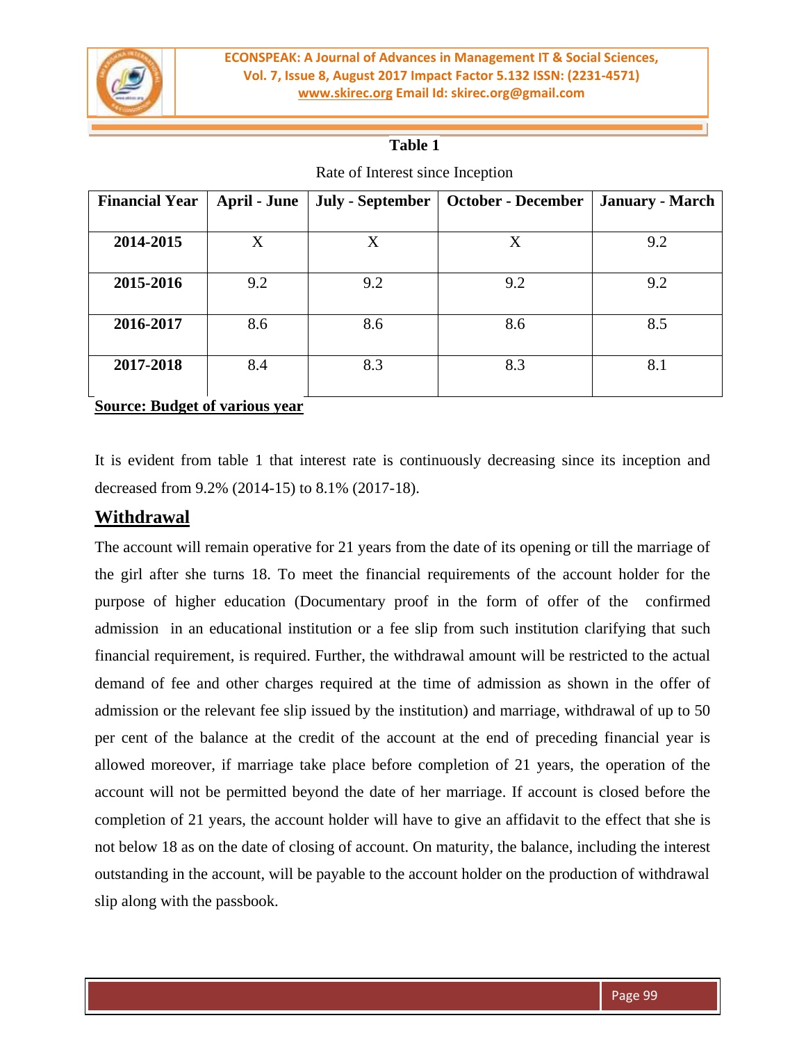**Table 1**

Rate of Interest since Inception

| Financial Year | April - June | July - September | October - December | January - March |
|---|---|---|---|---|
| **2014-2015** | X | X | X | 9.2 |
| **2015-2016** | 9.2 | 9.2 | 9.2 | 9.2 |
| **2016-2017** | 8.6 | 8.6 | 8.6 | 8.5 |
| **2017-2018** | 8.4 | 8.3 | 8.3 | 8.1 |

**Source: Budget of various year**

It is evident from table 1 that interest rate is continuously decreasing since its inception and decreased from 9.2% (2014-15) to 8.1% (2017-18).

## Withdrawal

The account will remain operative for 21 years from the date of its opening or till the marriage of the girl after she turns 18. To meet the financial requirements of the account holder for the purpose of higher education (Documentary proof in the form of offer of the confirmed admission in an educational institution or a fee slip from such institution clarifying that such financial requirement, is required. Further, the withdrawal amount will be restricted to the actual demand of fee and other charges required at the time of admission as shown in the offer of admission or the relevant fee slip issued by the institution) and marriage, withdrawal of up to 50 per cent of the balance at the credit of the account at the end of preceding financial year is allowed moreover, if marriage take place before completion of 21 years, the operation of the account will not be permitted beyond the date of her marriage. If account is closed before the completion of 21 years, the account holder will have to give an affidavit to the effect that she is not below 18 as on the date of closing of account. On maturity, the balance, including the interest outstanding in the account, will be payable to the account holder on the production of withdrawal slip along with the passbook.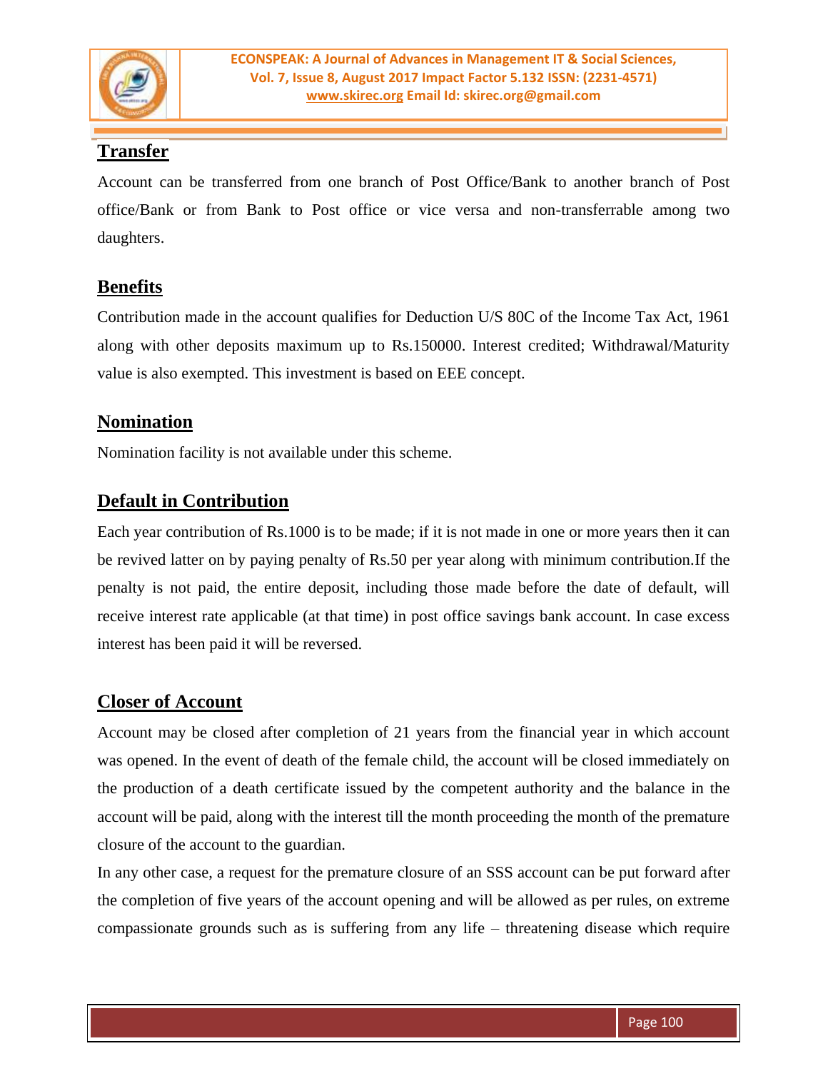## Transfer

Account can be transferred from one branch of Post Office/Bank to another branch of Post office/Bank or from Bank to Post office or vice versa and non-transferrable among two daughters.

## Benefits

Contribution made in the account qualifies for Deduction U/S 80C of the Income Tax Act, 1961 along with other deposits maximum up to Rs.150000. Interest credited; Withdrawal/Maturity value is also exempted. This investment is based on EEE concept.

## Nomination

Nomination facility is not available under this scheme.

## Default in Contribution

Each year contribution of Rs.1000 is to be made; if it is not made in one or more years then it can be revived latter on by paying penalty of Rs.50 per year along with minimum contribution.If the penalty is not paid, the entire deposit, including those made before the date of default, will receive interest rate applicable (at that time) in post office savings bank account. In case excess interest has been paid it will be reversed.

## Closer of Account

Account may be closed after completion of 21 years from the financial year in which account was opened. In the event of death of the female child, the account will be closed immediately on the production of a death certificate issued by the competent authority and the balance in the account will be paid, along with the interest till the month proceeding the month of the premature closure of the account to the guardian.

In any other case, a request for the premature closure of an SSS account can be put forward after the completion of five years of the account opening and will be allowed as per rules, on extreme compassionate grounds such as is suffering from any life – threatening disease which require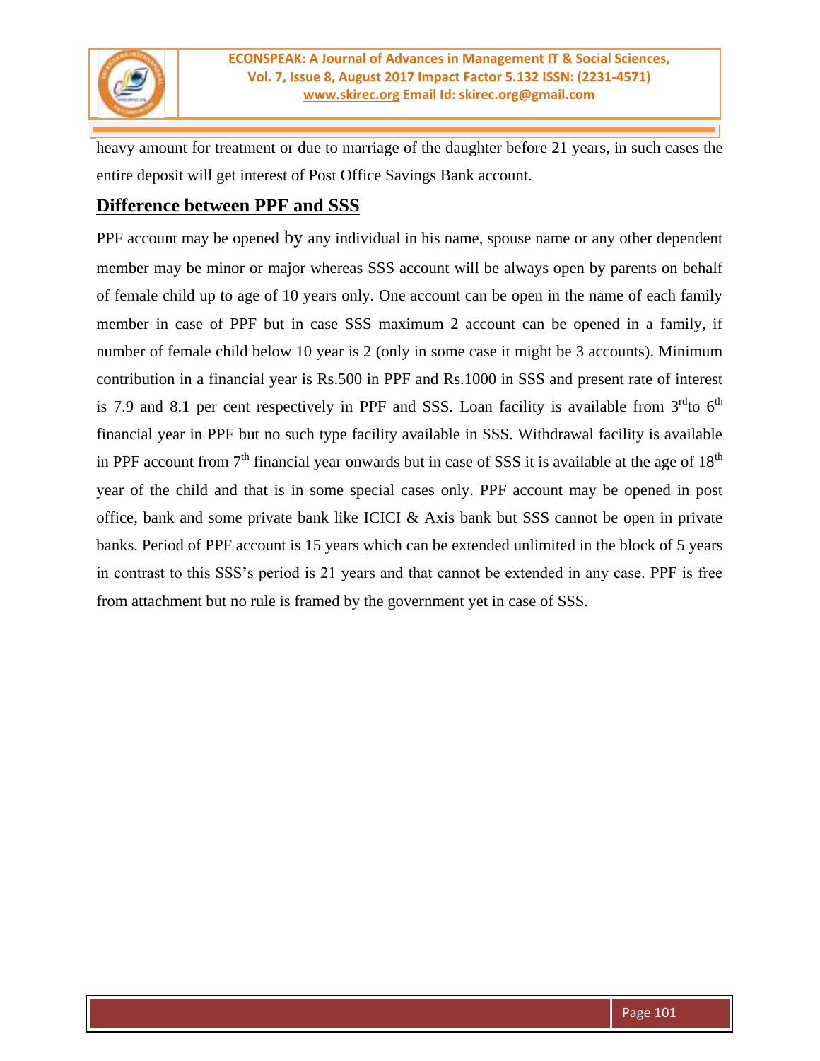heavy amount for treatment or due to marriage of the daughter before 21 years, in such cases the entire deposit will get interest of Post Office Savings Bank account.

## Difference between PPF and SSS

PPF account may be opened by any individual in his name, spouse name or any other dependent member may be minor or major whereas SSS account will be always open by parents on behalf of female child up to age of 10 years only. One account can be open in the name of each family member in case of PPF but in case SSS maximum 2 account can be opened in a family, if number of female child below 10 year is 2 (only in some case it might be 3 accounts). Minimum contribution in a financial year is Rs.500 in PPF and Rs.1000 in SSS and present rate of interest is 7.9 and 8.1 per cent respectively in PPF and SSS. Loan facility is available from 3rd to 6th financial year in PPF but no such type facility available in SSS. Withdrawal facility is available in PPF account from 7th financial year onwards but in case of SSS it is available at the age of 18th year of the child and that is in some special cases only. PPF account may be opened in post office, bank and some private bank like ICICI & Axis bank but SSS cannot be open in private banks. Period of PPF account is 15 years which can be extended unlimited in the block of 5 years in contrast to this SSS's period is 21 years and that cannot be extended in any case. PPF is free from attachment but no rule is framed by the government yet in case of SSS.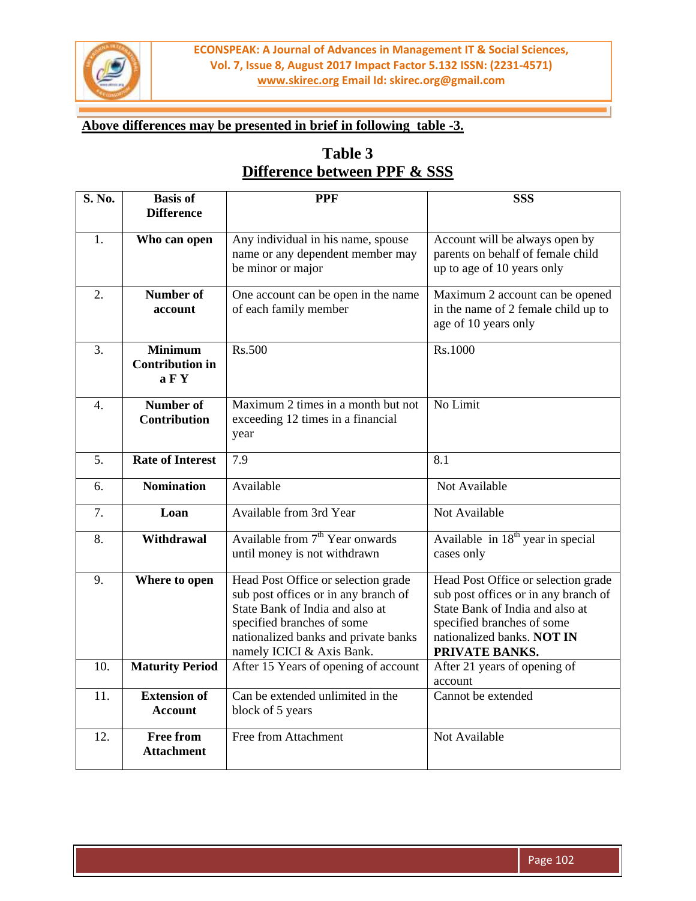**Above differences may be presented in brief in following table -3.**

## Table 3
## Difference between PPF & SSS

| S. No. | Basis of Difference | PPF | SSS |
|---|---|---|---|
| 1. | **Who can open** | Any individual in his name, spouse name or any dependent member may be minor or major | Account will be always open by parents on behalf of female child up to age of 10 years only |
| 2. | **Number of account** | One account can be open in the name of each family member | Maximum 2 account can be opened in the name of 2 female child up to age of 10 years only |
| 3. | **Minimum Contribution in a F Y** | Rs.500 | Rs.1000 |
| 4. | **Number of Contribution** | Maximum 2 times in a month but not exceeding 12 times in a financial year | No Limit |
| 5. | **Rate of Interest** | 7.9 | 8.1 |
| 6. | **Nomination** | Available | Not Available |
| 7. | **Loan** | Available from 3rd Year | Not Available |
| 8. | **Withdrawal** | Available from 7th Year onwards until money is not withdrawn | Available in 18th year in special cases only |
| 9. | **Where to open** | Head Post Office or selection grade sub post offices or in any branch of State Bank of India and also at specified branches of some nationalized banks and private banks namely ICICI & Axis Bank. | Head Post Office or selection grade sub post offices or in any branch of State Bank of India and also at specified branches of some nationalized banks. **NOT IN PRIVATE BANKS.** |
| 10. | **Maturity Period** | After 15 Years of opening of account | After 21 years of opening of account |
| 11. | **Extension of Account** | Can be extended unlimited in the block of 5 years | Cannot be extended |
| 12. | **Free from Attachment** | Free from Attachment | Not Available |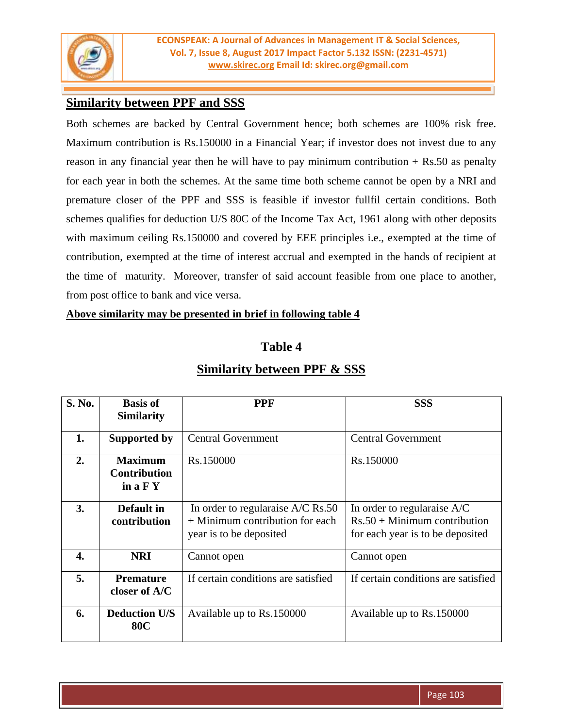## Similarity between PPF and SSS

Both schemes are backed by Central Government hence; both schemes are 100% risk free. Maximum contribution is Rs.150000 in a Financial Year; if investor does not invest due to any reason in any financial year then he will have to pay minimum contribution + Rs.50 as penalty for each year in both the schemes. At the same time both scheme cannot be open by a NRI and premature closer of the PPF and SSS is feasible if investor fullfil certain conditions. Both schemes qualifies for deduction U/S 80C of the Income Tax Act, 1961 along with other deposits with maximum ceiling Rs.150000 and covered by EEE principles i.e., exempted at the time of contribution, exempted at the time of interest accrual and exempted in the hands of recipient at the time of maturity. Moreover, transfer of said account feasible from one place to another, from post office to bank and vice versa.

**Above similarity may be presented in brief in following table 4**

### Table 4

### Similarity between PPF & SSS

| S. No. | Basis of Similarity | PPF | SSS |
|---|---|---|---|
| 1. | Supported by | Central Government | Central Government |
| 2. | Maximum Contribution in a F Y | Rs.150000 | Rs.150000 |
| 3. | Default in contribution | In order to regularaise A/C Rs.50 + Minimum contribution for each year is to be deposited | In order to regularaise A/C Rs.50 + Minimum contribution for each year is to be deposited |
| 4. | NRI | Cannot open | Cannot open |
| 5. | Premature closer of A/C | If certain conditions are satisfied | If certain conditions are satisfied |
| 6. | Deduction U/S 80C | Available up to Rs.150000 | Available up to Rs.150000 |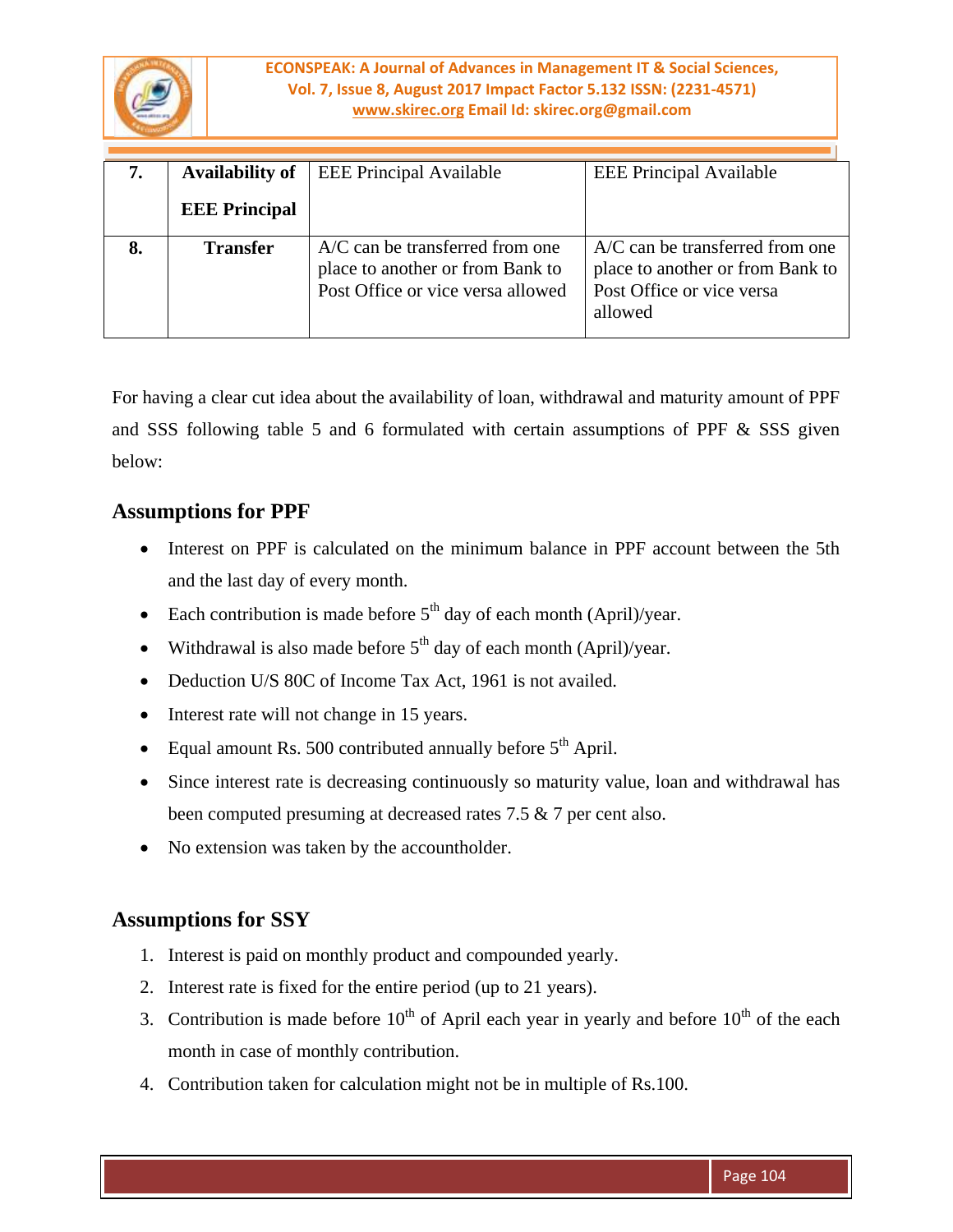| 7. | Availability of EEE Principal | EEE Principal Available | EEE Principal Available |
|---|---|---|---|
| 8. | Transfer | A/C can be transferred from one place to another or from Bank to Post Office or vice versa allowed | A/C can be transferred from one place to another or from Bank to Post Office or vice versa allowed |

For having a clear cut idea about the availability of loan, withdrawal and maturity amount of PPF and SSS following table 5 and 6 formulated with certain assumptions of PPF & SSS given below:

## Assumptions for PPF

- Interest on PPF is calculated on the minimum balance in PPF account between the 5th and the last day of every month.
- Each contribution is made before 5th day of each month (April)/year.
- Withdrawal is also made before 5th day of each month (April)/year.
- Deduction U/S 80C of Income Tax Act, 1961 is not availed.
- Interest rate will not change in 15 years.
- Equal amount Rs. 500 contributed annually before 5th April.
- Since interest rate is decreasing continuously so maturity value, loan and withdrawal has been computed presuming at decreased rates 7.5 & 7 per cent also.
- No extension was taken by the accountholder.

## Assumptions for SSY

1. Interest is paid on monthly product and compounded yearly.
2. Interest rate is fixed for the entire period (up to 21 years).
3. Contribution is made before 10th of April each year in yearly and before 10th of the each month in case of monthly contribution.
4. Contribution taken for calculation might not be in multiple of Rs.100.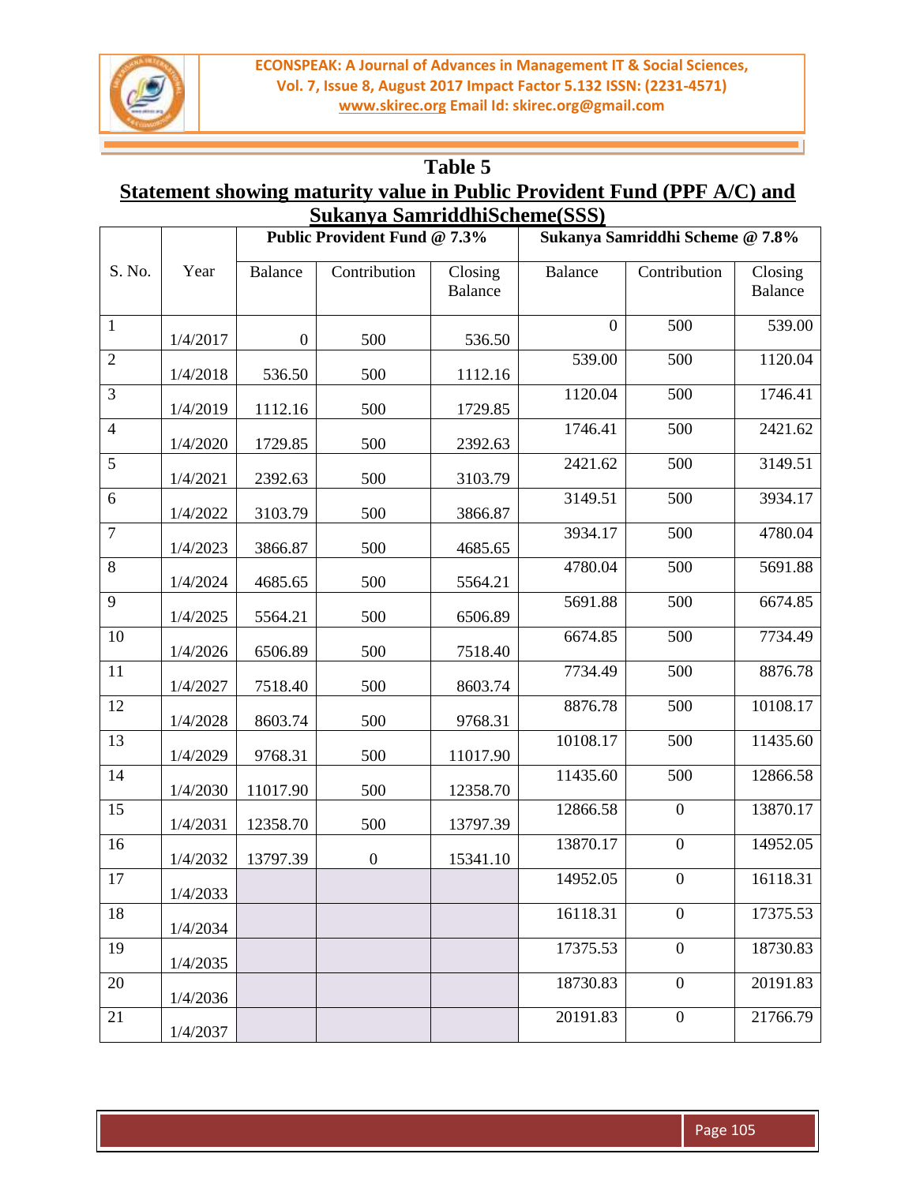## Table 5

## Statement showing maturity value in Public Provident Fund (PPF A/C) and Sukanya SamriddhiScheme(SSS)

| S. No. | Year | Public Provident Fund @ 7.3% | | | Sukanya Samriddhi Scheme @ 7.8% | | |
|---|---|---|---|---|---|---|---|
| | | Balance | Contribution | Closing Balance | Balance | Contribution | Closing Balance |
| 1 | 1/4/2017 | 0 | 500 | 536.50 | 0 | 500 | 539.00 |
| 2 | 1/4/2018 | 536.50 | 500 | 1112.16 | 539.00 | 500 | 1120.04 |
| 3 | 1/4/2019 | 1112.16 | 500 | 1729.85 | 1120.04 | 500 | 1746.41 |
| 4 | 1/4/2020 | 1729.85 | 500 | 2392.63 | 1746.41 | 500 | 2421.62 |
| 5 | 1/4/2021 | 2392.63 | 500 | 3103.79 | 2421.62 | 500 | 3149.51 |
| 6 | 1/4/2022 | 3103.79 | 500 | 3866.87 | 3149.51 | 500 | 3934.17 |
| 7 | 1/4/2023 | 3866.87 | 500 | 4685.65 | 3934.17 | 500 | 4780.04 |
| 8 | 1/4/2024 | 4685.65 | 500 | 5564.21 | 4780.04 | 500 | 5691.88 |
| 9 | 1/4/2025 | 5564.21 | 500 | 6506.89 | 5691.88 | 500 | 6674.85 |
| 10 | 1/4/2026 | 6506.89 | 500 | 7518.40 | 6674.85 | 500 | 7734.49 |
| 11 | 1/4/2027 | 7518.40 | 500 | 8603.74 | 7734.49 | 500 | 8876.78 |
| 12 | 1/4/2028 | 8603.74 | 500 | 9768.31 | 8876.78 | 500 | 10108.17 |
| 13 | 1/4/2029 | 9768.31 | 500 | 11017.90 | 10108.17 | 500 | 11435.60 |
| 14 | 1/4/2030 | 11017.90 | 500 | 12358.70 | 11435.60 | 500 | 12866.58 |
| 15 | 1/4/2031 | 12358.70 | 500 | 13797.39 | 12866.58 | 0 | 13870.17 |
| 16 | 1/4/2032 | 13797.39 | 0 | 15341.10 | 13870.17 | 0 | 14952.05 |
| 17 | 1/4/2033 | | | | 14952.05 | 0 | 16118.31 |
| 18 | 1/4/2034 | | | | 16118.31 | 0 | 17375.53 |
| 19 | 1/4/2035 | | | | 17375.53 | 0 | 18730.83 |
| 20 | 1/4/2036 | | | | 18730.83 | 0 | 20191.83 |
| 21 | 1/4/2037 | | | | 20191.83 | 0 | 21766.79 |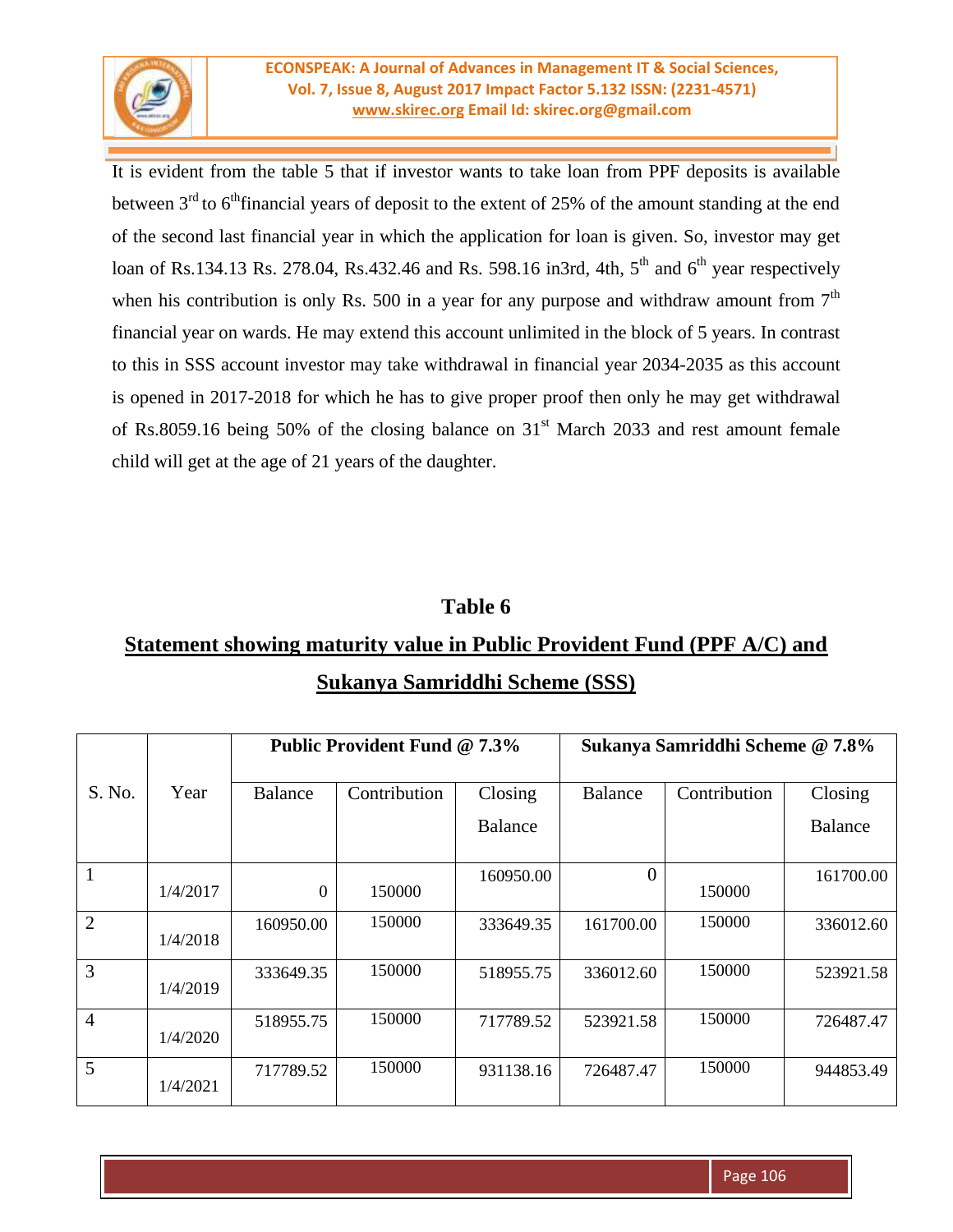It is evident from the table 5 that if investor wants to take loan from PPF deposits is available between 3rd to 6thfinancial years of deposit to the extent of 25% of the amount standing at the end of the second last financial year in which the application for loan is given. So, investor may get loan of Rs.134.13 Rs. 278.04, Rs.432.46 and Rs. 598.16 in3rd, 4th, 5th and 6th year respectively when his contribution is only Rs. 500 in a year for any purpose and withdraw amount from 7th financial year on wards. He may extend this account unlimited in the block of 5 years. In contrast to this in SSS account investor may take withdrawal in financial year 2034-2035 as this account is opened in 2017-2018 for which he has to give proper proof then only he may get withdrawal of Rs.8059.16 being 50% of the closing balance on 31st March 2033 and rest amount female child will get at the age of 21 years of the daughter.

## Table 6

## Statement showing maturity value in Public Provident Fund (PPF A/C) and Sukanya Samriddhi Scheme (SSS)

| S. No. | Year | Public Provident Fund @ 7.3% | | | Sukanya Samriddhi Scheme @ 7.8% | | |
|---|---|---|---|---|---|---|---|
| | | Balance | Contribution | Closing Balance | Balance | Contribution | Closing Balance |
| 1 | 1/4/2017 | 0 | 150000 | 160950.00 | 0 | 150000 | 161700.00 |
| 2 | 1/4/2018 | 160950.00 | 150000 | 333649.35 | 161700.00 | 150000 | 336012.60 |
| 3 | 1/4/2019 | 333649.35 | 150000 | 518955.75 | 336012.60 | 150000 | 523921.58 |
| 4 | 1/4/2020 | 518955.75 | 150000 | 717789.52 | 523921.58 | 150000 | 726487.47 |
| 5 | 1/4/2021 | 717789.52 | 150000 | 931138.16 | 726487.47 | 150000 | 944853.49 |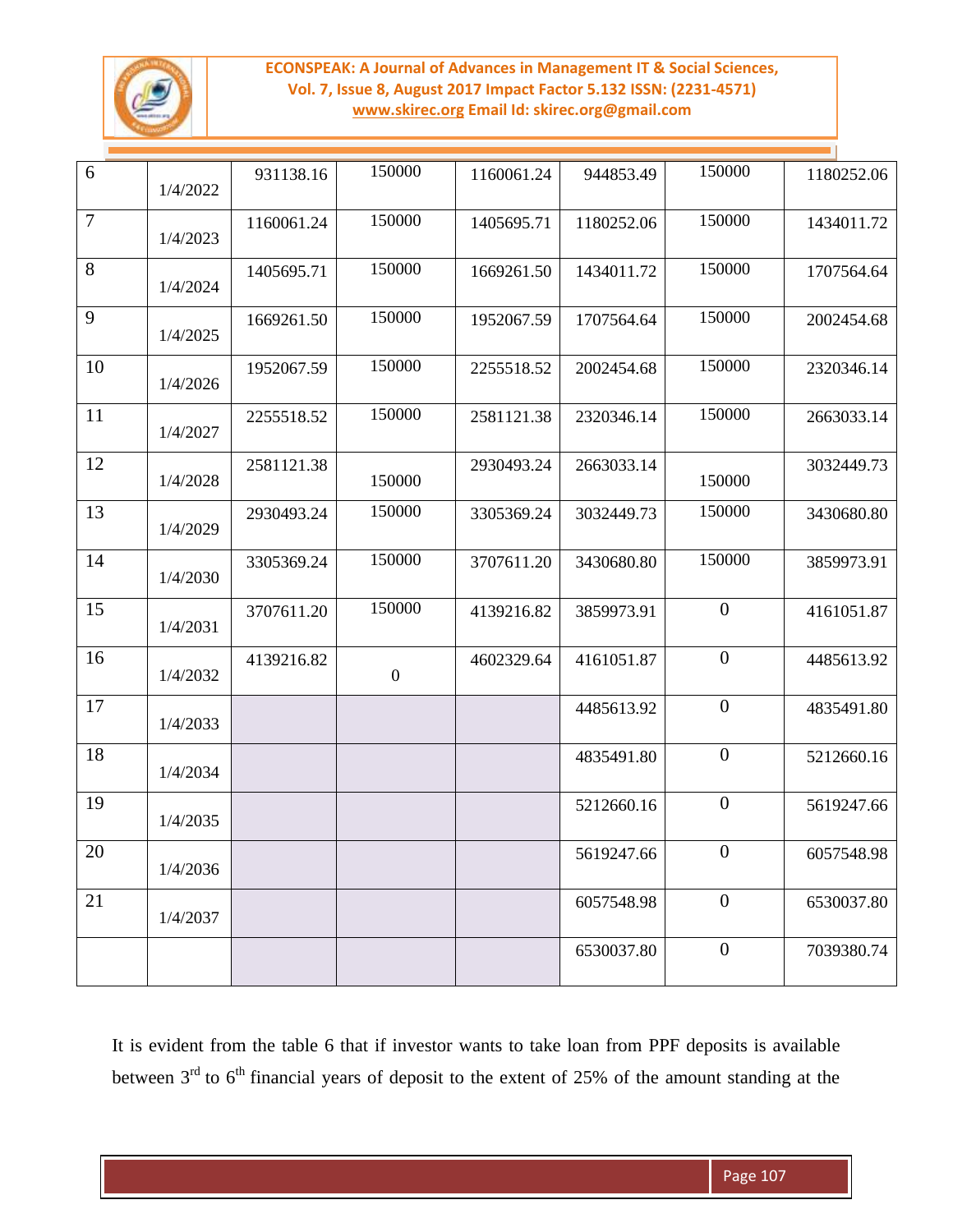| 6 | 1/4/2022 | 931138.16 | 150000 | 1160061.24 | 944853.49 | 150000 | 1180252.06 |
|---|---|---|---|---|---|---|---|
| 7 | 1/4/2023 | 1160061.24 | 150000 | 1405695.71 | 1180252.06 | 150000 | 1434011.72 |
| 8 | 1/4/2024 | 1405695.71 | 150000 | 1669261.50 | 1434011.72 | 150000 | 1707564.64 |
| 9 | 1/4/2025 | 1669261.50 | 150000 | 1952067.59 | 1707564.64 | 150000 | 2002454.68 |
| 10 | 1/4/2026 | 1952067.59 | 150000 | 2255518.52 | 2002454.68 | 150000 | 2320346.14 |
| 11 | 1/4/2027 | 2255518.52 | 150000 | 2581121.38 | 2320346.14 | 150000 | 2663033.14 |
| 12 | 1/4/2028 | 2581121.38 | 150000 | 2930493.24 | 2663033.14 | 150000 | 3032449.73 |
| 13 | 1/4/2029 | 2930493.24 | 150000 | 3305369.24 | 3032449.73 | 150000 | 3430680.80 |
| 14 | 1/4/2030 | 3305369.24 | 150000 | 3707611.20 | 3430680.80 | 150000 | 3859973.91 |
| 15 | 1/4/2031 | 3707611.20 | 150000 | 4139216.82 | 3859973.91 | 0 | 4161051.87 |
| 16 | 1/4/2032 | 4139216.82 | 0 | 4602329.64 | 4161051.87 | 0 | 4485613.92 |
| 17 | 1/4/2033 | | | | 4485613.92 | 0 | 4835491.80 |
| 18 | 1/4/2034 | | | | 4835491.80 | 0 | 5212660.16 |
| 19 | 1/4/2035 | | | | 5212660.16 | 0 | 5619247.66 |
| 20 | 1/4/2036 | | | | 5619247.66 | 0 | 6057548.98 |
| 21 | 1/4/2037 | | | | 6057548.98 | 0 | 6530037.80 |
| | | | | | 6530037.80 | 0 | 7039380.74 |

It is evident from the table 6 that if investor wants to take loan from PPF deposits is available between 3rd to 6th financial years of deposit to the extent of 25% of the amount standing at the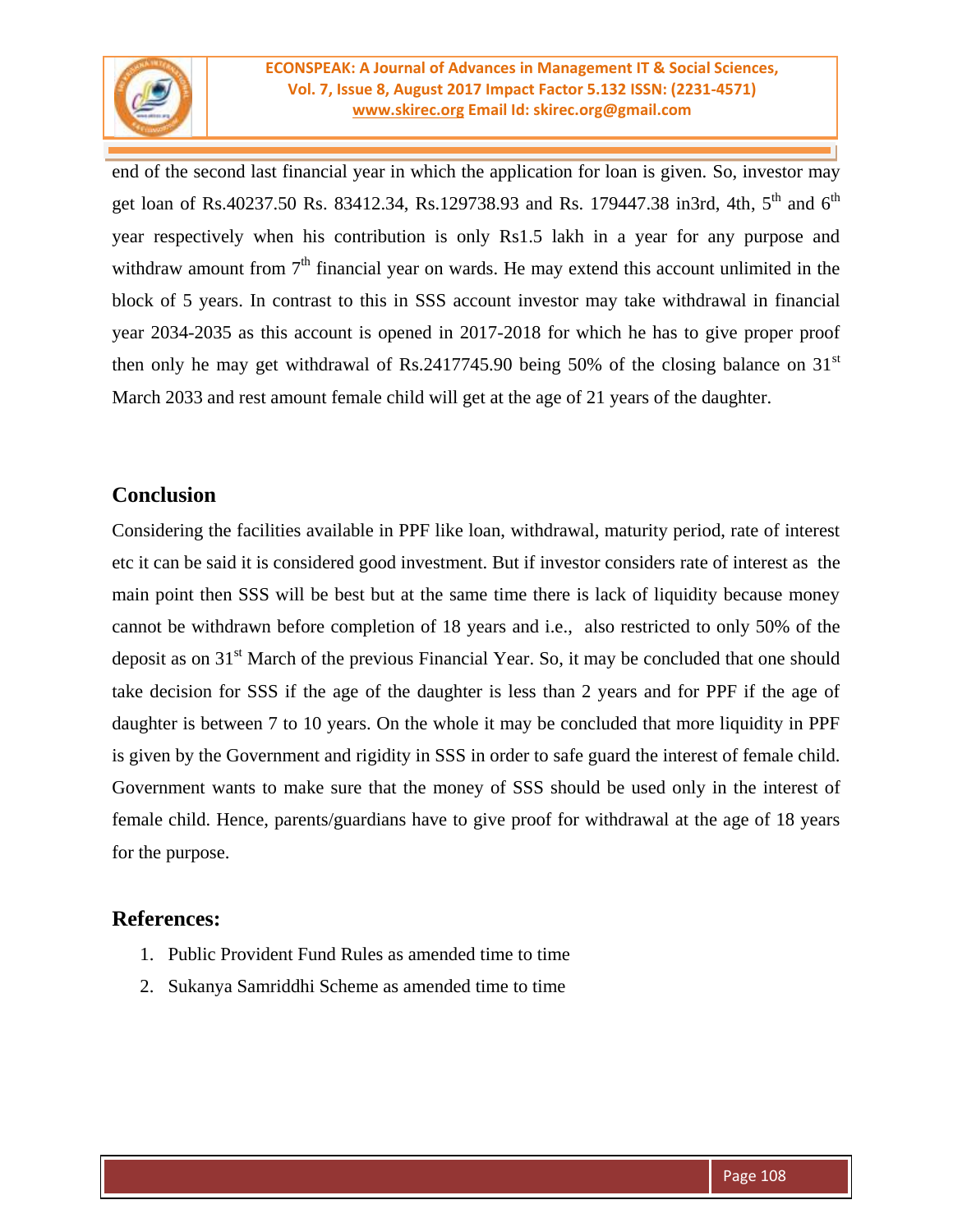end of the second last financial year in which the application for loan is given. So, investor may get loan of Rs.40237.50 Rs. 83412.34, Rs.129738.93 and Rs. 179447.38 in3rd, 4th, 5th and 6th year respectively when his contribution is only Rs1.5 lakh in a year for any purpose and withdraw amount from 7th financial year on wards. He may extend this account unlimited in the block of 5 years. In contrast to this in SSS account investor may take withdrawal in financial year 2034-2035 as this account is opened in 2017-2018 for which he has to give proper proof then only he may get withdrawal of Rs.2417745.90 being 50% of the closing balance on 31st March 2033 and rest amount female child will get at the age of 21 years of the daughter.

## Conclusion

Considering the facilities available in PPF like loan, withdrawal, maturity period, rate of interest etc it can be said it is considered good investment. But if investor considers rate of interest as the main point then SSS will be best but at the same time there is lack of liquidity because money cannot be withdrawn before completion of 18 years and i.e., also restricted to only 50% of the deposit as on 31st March of the previous Financial Year. So, it may be concluded that one should take decision for SSS if the age of the daughter is less than 2 years and for PPF if the age of daughter is between 7 to 10 years. On the whole it may be concluded that more liquidity in PPF is given by the Government and rigidity in SSS in order to safe guard the interest of female child. Government wants to make sure that the money of SSS should be used only in the interest of female child. Hence, parents/guardians have to give proof for withdrawal at the age of 18 years for the purpose.

## References:

1. Public Provident Fund Rules as amended time to time
2. Sukanya Samriddhi Scheme as amended time to time